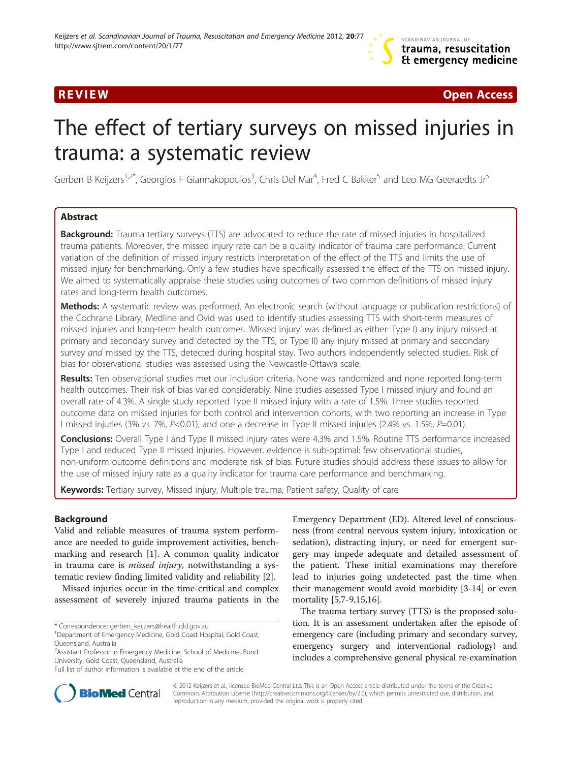REVIEW Open Access

# The effect of tertiary surveys on missed injuries in trauma: a systematic review

Gerben B Keijzers[1,2*], Georgios F Giannakopoulos[3], Chris Del Mar[4], Fred C Bakker[5] and Leo MG Geeraedts Jr[5]

## Abstract

**Background:** Trauma tertiary surveys (TTS) are advocated to reduce the rate of missed injuries in hospitalized trauma patients. Moreover, the missed injury rate can be a quality indicator of trauma care performance. Current variation of the definition of missed injury restricts interpretation of the effect of the TTS and limits the use of missed injury for benchmarking. Only a few studies have specifically assessed the effect of the TTS on missed injury. We aimed to systematically appraise these studies using outcomes of two common definitions of missed injury rates and long-term health outcomes.

**Methods:** A systematic review was performed. An electronic search (without language or publication restrictions) of the Cochrane Library, Medline and Ovid was used to identify studies assessing TTS with short-term measures of missed injuries and long-term health outcomes. 'Missed injury' was defined as either: Type I) any injury missed at primary and secondary survey and detected by the TTS; or Type II) any injury missed at primary and secondary survey *and* missed by the TTS, detected during hospital stay. Two authors independently selected studies. Risk of bias for observational studies was assessed using the Newcastle-Ottawa scale.

**Results:** Ten observational studies met our inclusion criteria. None was randomized and none reported long-term health outcomes. Their risk of bias varied considerably. Nine studies assessed Type I missed injury and found an overall rate of 4.3%. A single study reported Type II missed injury with a rate of 1.5%. Three studies reported outcome data on missed injuries for both control and intervention cohorts, with two reporting an increase in Type I missed injuries (3% *vs.* 7%, $P<0.01$), and one a decrease in Type II missed injuries (2.4% vs. 1.5%, $P=0.01$).

**Conclusions:** Overall Type I and Type II missed injury rates were 4.3% and 1.5%. Routine TTS performance increased Type I and reduced Type II missed injuries. However, evidence is sub-optimal: few observational studies, non-uniform outcome definitions and moderate risk of bias. Future studies should address these issues to allow for the use of missed injury rate as a quality indicator for trauma care performance and benchmarking.

**Keywords:** Tertiary survey, Missed injury, Multiple trauma, Patient safety, Quality of care

## Background

Valid and reliable measures of trauma system performance are needed to guide improvement activities, benchmarking and research [1]. A common quality indicator in trauma care is *missed injury*, notwithstanding a systematic review finding limited validity and reliability [2].

Missed injuries occur in the time-critical and complex assessment of severely injured trauma patients in the Emergency Department (ED). Altered level of consciousness (from central nervous system injury, intoxication or sedation), distracting injury, or need for emergent surgery may impede adequate and detailed assessment of the patient. These initial examinations may therefore lead to injuries going undetected past the time when their management would avoid morbidity [3-14] or even mortality [5,7-9,15,16].

The trauma tertiary survey (TTS) is the proposed solution. It is an assessment undertaken after the episode of emergency care (including primary and secondary survey, emergency surgery and interventional radiology) and includes a comprehensive general physical re-examination

\* Correspondence: gerben_keijzers@health.qld.gov.au
[1]Department of Emergency Medicine, Gold Coast Hospital, Gold Coast, Queensland, Australia
[2]Assistant Professor in Emergency Medicine, School of Medicine, Bond University, Gold Coast, Queensland, Australia
Full list of author information is available at the end of the article

© 2012 Keijzers et al.; licensee BioMed Central Ltd. This is an Open Access article distributed under the terms of the Creative Commons Attribution License (http://creativecommons.org/licenses/by/2.0), which permits unrestricted use, distribution, and reproduction in any medium, provided the original work is properly cited.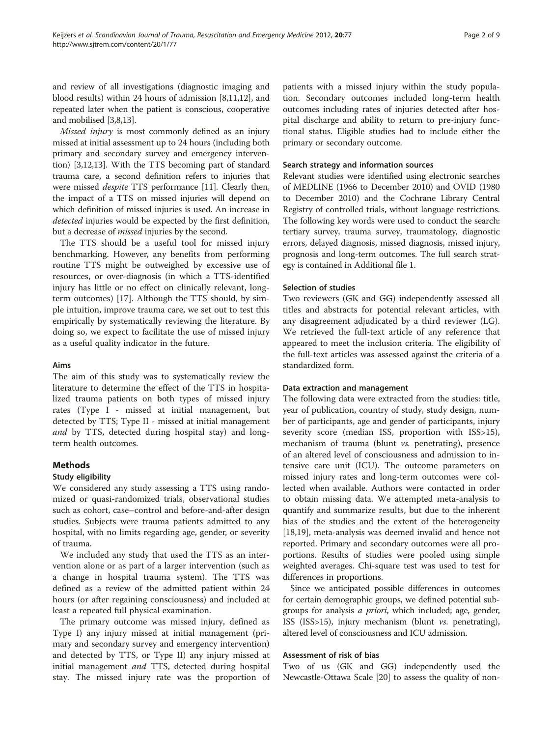and review of all investigations (diagnostic imaging and blood results) within 24 hours of admission [8,11,12], and repeated later when the patient is conscious, cooperative and mobilised [3,8,13].

*Missed injury* is most commonly defined as an injury missed at initial assessment up to 24 hours (including both primary and secondary survey and emergency intervention) [3,12,13]. With the TTS becoming part of standard trauma care, a second definition refers to injuries that were missed *despite* TTS performance [11]. Clearly then, the impact of a TTS on missed injuries will depend on which definition of missed injuries is used. An increase in *detected* injuries would be expected by the first definition, but a decrease of *missed* injuries by the second.

The TTS should be a useful tool for missed injury benchmarking. However, any benefits from performing routine TTS might be outweighed by excessive use of resources, or over-diagnosis (in which a TTS-identified injury has little or no effect on clinically relevant, long-term outcomes) [17]. Although the TTS should, by simple intuition, improve trauma care, we set out to test this empirically by systematically reviewing the literature. By doing so, we expect to facilitate the use of missed injury as a useful quality indicator in the future.

### Aims

The aim of this study was to systematically review the literature to determine the effect of the TTS in hospitalized trauma patients on both types of missed injury rates (Type I - missed at initial management, but detected by TTS; Type II - missed at initial management *and* by TTS, detected during hospital stay) and long-term health outcomes.

## Methods

### Study eligibility

We considered any study assessing a TTS using randomized or quasi-randomized trials, observational studies such as cohort, case–control and before-and-after design studies. Subjects were trauma patients admitted to any hospital, with no limits regarding age, gender, or severity of trauma.

We included any study that used the TTS as an intervention alone or as part of a larger intervention (such as a change in hospital trauma system). The TTS was defined as a review of the admitted patient within 24 hours (or after regaining consciousness) and included at least a repeated full physical examination.

The primary outcome was missed injury, defined as Type I) any injury missed at initial management (primary and secondary survey and emergency intervention) and detected by TTS, or Type II) any injury missed at initial management *and* TTS, detected during hospital stay. The missed injury rate was the proportion of patients with a missed injury within the study population. Secondary outcomes included long-term health outcomes including rates of injuries detected after hospital discharge and ability to return to pre-injury functional status. Eligible studies had to include either the primary or secondary outcome.

### Search strategy and information sources

Relevant studies were identified using electronic searches of MEDLINE (1966 to December 2010) and OVID (1980 to December 2010) and the Cochrane Library Central Registry of controlled trials, without language restrictions. The following key words were used to conduct the search: tertiary survey, trauma survey, traumatology, diagnostic errors, delayed diagnosis, missed diagnosis, missed injury, prognosis and long-term outcomes. The full search strategy is contained in Additional file 1.

### Selection of studies

Two reviewers (GK and GG) independently assessed all titles and abstracts for potential relevant articles, with any disagreement adjudicated by a third reviewer (LG). We retrieved the full-text article of any reference that appeared to meet the inclusion criteria. The eligibility of the full-text articles was assessed against the criteria of a standardized form.

### Data extraction and management

The following data were extracted from the studies: title, year of publication, country of study, study design, number of participants, age and gender of participants, injury severity score (median ISS, proportion with ISS>15), mechanism of trauma (blunt *vs.* penetrating), presence of an altered level of consciousness and admission to intensive care unit (ICU). The outcome parameters on missed injury rates and long-term outcomes were collected when available. Authors were contacted in order to obtain missing data. We attempted meta-analysis to quantify and summarize results, but due to the inherent bias of the studies and the extent of the heterogeneity [18,19], meta-analysis was deemed invalid and hence not reported. Primary and secondary outcomes were all proportions. Results of studies were pooled using simple weighted averages. Chi-square test was used to test for differences in proportions.

Since we anticipated possible differences in outcomes for certain demographic groups, we defined potential subgroups for analysis *a priori*, which included; age, gender, ISS (ISS>15), injury mechanism (blunt *vs.* penetrating), altered level of consciousness and ICU admission.

### Assessment of risk of bias

Two of us (GK and GG) independently used the Newcastle-Ottawa Scale [20] to assess the quality of non-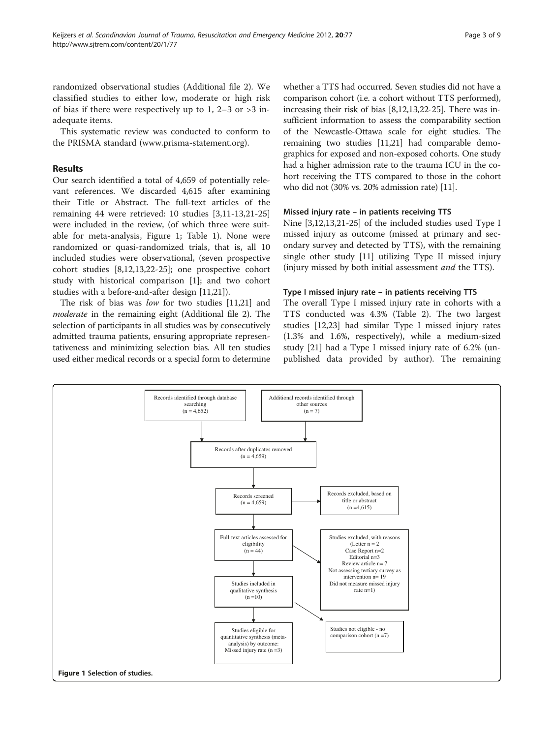randomized observational studies (Additional file 2). We classified studies to either low, moderate or high risk of bias if there were respectively up to 1, 2–3 or >3 inadequate items.

This systematic review was conducted to conform to the PRISMA standard (www.prisma-statement.org).

## Results

Our search identified a total of 4,659 of potentially relevant references. We discarded 4,615 after examining their Title or Abstract. The full-text articles of the remaining 44 were retrieved: 10 studies [3,11-13,21-25] were included in the review, (of which three were suitable for meta-analysis, Figure 1; Table 1). None were randomized or quasi-randomized trials, that is, all 10 included studies were observational, (seven prospective cohort studies [8,12,13,22-25]; one prospective cohort study with historical comparison [1]; and two cohort studies with a before-and-after design [11,21]).

The risk of bias was *low* for two studies [11,21] and *moderate* in the remaining eight (Additional file 2). The selection of participants in all studies was by consecutively admitted trauma patients, ensuring appropriate representativeness and minimizing selection bias. All ten studies used either medical records or a special form to determine whether a TTS had occurred. Seven studies did not have a comparison cohort (i.e. a cohort without TTS performed), increasing their risk of bias [8,12,13,22-25]. There was insufficient information to assess the comparability section of the Newcastle-Ottawa scale for eight studies. The remaining two studies [11,21] had comparable demographics for exposed and non-exposed cohorts. One study had a higher admission rate to the trauma ICU in the cohort receiving the TTS compared to those in the cohort who did not (30% vs. 20% admission rate) [11].

### Missed injury rate – in patients receiving TTS

Nine [3,12,13,21-25] of the included studies used Type I missed injury as outcome (missed at primary and secondary survey and detected by TTS), with the remaining single other study [11] utilizing Type II missed injury (injury missed by both initial assessment *and* the TTS).

### Type I missed injury rate – in patients receiving TTS

The overall Type I missed injury rate in cohorts with a TTS conducted was 4.3% (Table 2). The two largest studies [12,23] had similar Type I missed injury rates (1.3% and 1.6%, respectively), while a medium-sized study [21] had a Type I missed injury rate of 6.2% (unpublished data provided by author). The remaining

Records identified through database searching (n = 4,652)

Additional records identified through other sources (n = 7)

Records after duplicates removed (n = 4,659)

Records screened (n = 4,659)

Records excluded, based on title or abstract (n =4,615)

Full-text articles assessed for eligibility (n = 44)

Studies excluded, with reasons (Letter n = 2; Case Report n=2; Editorial n=3; Review article n= 7; Not assessing tertiary survey as intervention n= 19; Did not measure missed injury rate n=1)

Studies included in qualitative synthesis (n =10)

Studies not eligible - no comparison cohort (n =7)

Studies eligible for quantitative synthesis (meta-analysis) by outcome: Missed injury rate (n =3)

**Figure 1** Selection of studies.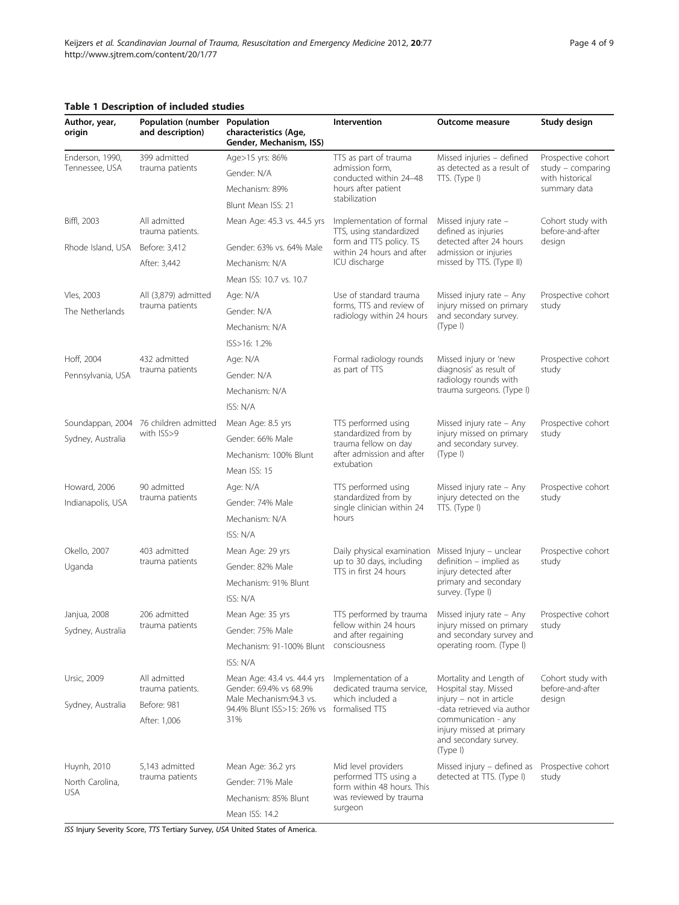**Table 1 Description of included studies**

| Author, year, origin | Population (number and description) | Population characteristics (Age, Gender, Mechanism, ISS) | Intervention | Outcome measure | Study design |
|---|---|---|---|---|---|
| Enderson, 1990, Tennessee, USA | 399 admitted trauma patients | Age>15 yrs: 86%<br>Gender: N/A<br>Mechanism: 89%<br>Blunt Mean ISS: 21 | TTS as part of trauma admission form, conducted within 24–48 hours after patient stabilization | Missed injuries – defined as detected as a result of TTS. (Type I) | Prospective cohort study – comparing with historical summary data |
| Biffl, 2003<br>Rhode Island, USA | All admitted trauma patients.<br>Before: 3,412<br>After: 3,442 | Mean Age: 45.3 vs. 44.5 yrs<br>Gender: 63% vs. 64% Male<br>Mechanism: N/A<br>Mean ISS: 10.7 vs. 10.7 | Implementation of formal TTS, using standardized form and TTS policy. TS within 24 hours and after ICU discharge | Missed injury rate – defined as injuries detected after 24 hours admission or injuries missed by TTS. (Type II) | Cohort study with before-and-after design |
| Vles, 2003<br>The Netherlands | All (3,879) admitted trauma patients | Age: N/A<br>Gender: N/A<br>Mechanism: N/A<br>ISS>16: 1.2% | Use of standard trauma forms, TTS and review of radiology within 24 hours | Missed injury rate – Any injury missed on primary and secondary survey. (Type I) | Prospective cohort study |
| Hoff, 2004<br>Pennsylvania, USA | 432 admitted trauma patients | Age: N/A<br>Gender: N/A<br>Mechanism: N/A<br>ISS: N/A | Formal radiology rounds as part of TTS | Missed injury or 'new diagnosis' as result of radiology rounds with trauma surgeons. (Type I) | Prospective cohort study |
| Soundappan, 2004<br>Sydney, Australia | 76 children admitted with ISS>9 | Mean Age: 8.5 yrs<br>Gender: 66% Male<br>Mechanism: 100% Blunt<br>Mean ISS: 15 | TTS performed using standardized from by trauma fellow on day after admission and after extubation | Missed injury rate – Any injury missed on primary and secondary survey. (Type I) | Prospective cohort study |
| Howard, 2006<br>Indianapolis, USA | 90 admitted trauma patients | Age: N/A<br>Gender: 74% Male<br>Mechanism: N/A<br>ISS: N/A | TTS performed using standardized from by single clinician within 24 hours | Missed injury rate – Any injury detected on the TTS. (Type I) | Prospective cohort study |
| Okello, 2007<br>Uganda | 403 admitted trauma patients | Mean Age: 29 yrs<br>Gender: 82% Male<br>Mechanism: 91% Blunt<br>ISS: N/A | Daily physical examination up to 30 days, including TTS in first 24 hours | Missed Injury – unclear definition – implied as injury detected after primary and secondary survey. (Type I) | Prospective cohort study |
| Janjua, 2008<br>Sydney, Australia | 206 admitted trauma patients | Mean Age: 35 yrs<br>Gender: 75% Male<br>Mechanism: 91-100% Blunt<br>ISS: N/A | TTS performed by trauma fellow within 24 hours and after regaining consciousness | Missed injury rate – Any injury missed on primary and secondary survey and operating room. (Type I) | Prospective cohort study |
| Ursic, 2009<br>Sydney, Australia | All admitted trauma patients.<br>Before: 981<br>After: 1,006 | Mean Age: 43.4 vs. 44.4 yrs Gender: 69.4% vs 68.9% Male Mechanism:94.3 vs. 94.4% Blunt ISS>15: 26% vs 31% | Implementation of a dedicated trauma service, which included a formalised TTS | Mortality and Length of Hospital stay. Missed injury – not in article -data retrieved via author communication - any injury missed at primary and secondary survey. (Type I) | Cohort study with before-and-after design |
| Huynh, 2010<br>North Carolina, USA | 5,143 admitted trauma patients | Mean Age: 36.2 yrs<br>Gender: 71% Male<br>Mechanism: 85% Blunt<br>Mean ISS: 14.2 | Mid level providers performed TTS using a form within 48 hours. This was reviewed by trauma surgeon | Missed injury – defined as detected at TTS. (Type I) | Prospective cohort study |

*ISS* Injury Severity Score, *TTS* Tertiary Survey, *USA* United States of America.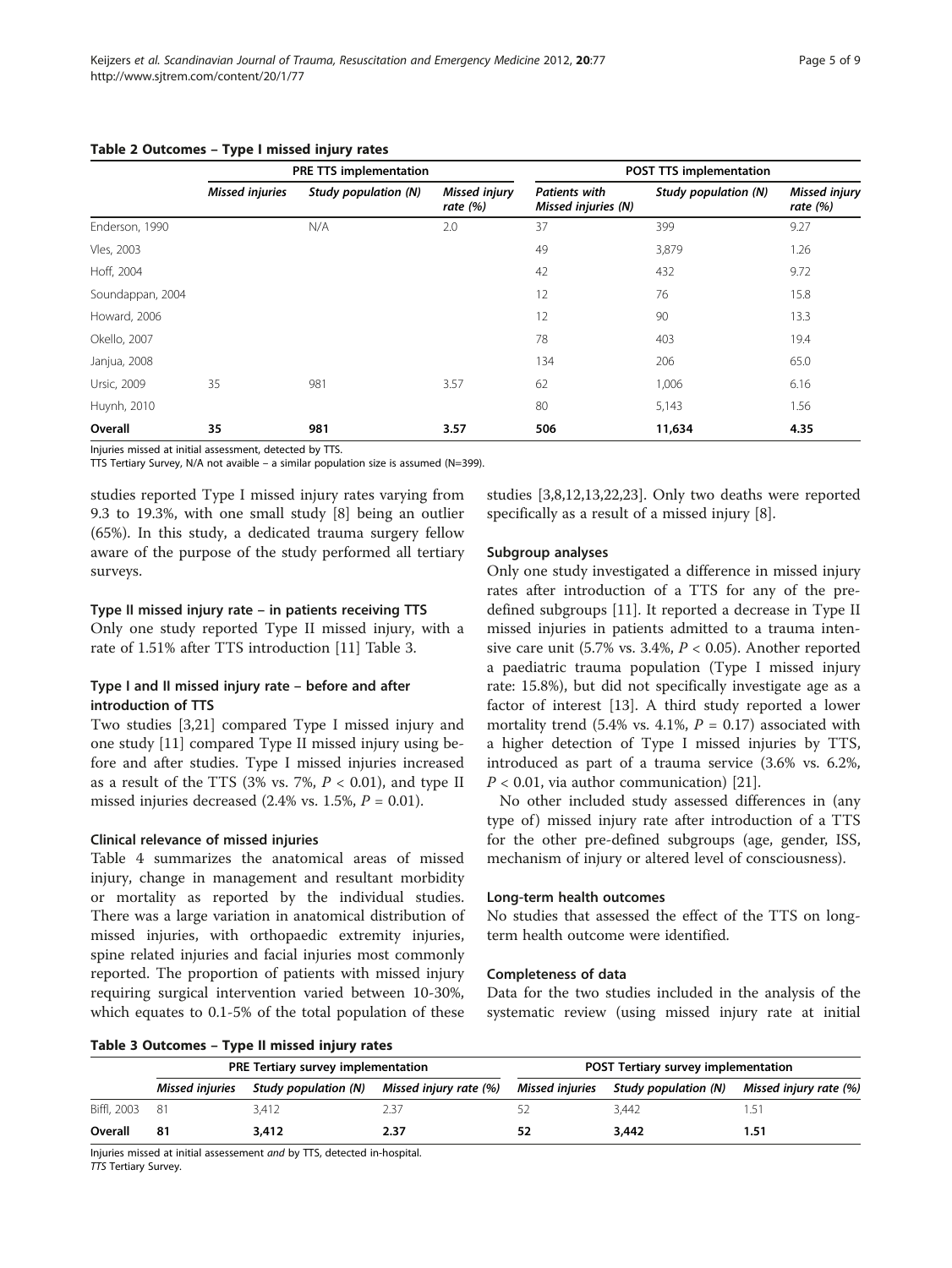**Table 2 Outcomes – Type I missed injury rates**

| | PRE TTS implementation | | | POST TTS implementation | | |
|---|---|---|---|---|---|---|
| | *Missed injuries* | *Study population (N)* | *Missed injury rate (%)* | *Patients with Missed injuries (N)* | *Study population (N)* | *Missed injury rate (%)* |
| Enderson, 1990 | | N/A | 2.0 | 37 | 399 | 9.27 |
| Vles, 2003 | | | | 49 | 3,879 | 1.26 |
| Hoff, 2004 | | | | 42 | 432 | 9.72 |
| Soundappan, 2004 | | | | 12 | 76 | 15.8 |
| Howard, 2006 | | | | 12 | 90 | 13.3 |
| Okello, 2007 | | | | 78 | 403 | 19.4 |
| Janjua, 2008 | | | | 134 | 206 | 65.0 |
| Ursic, 2009 | 35 | 981 | 3.57 | 62 | 1,006 | 6.16 |
| Huynh, 2010 | | | | 80 | 5,143 | 1.56 |
| **Overall** | **35** | **981** | **3.57** | **506** | **11,634** | **4.35** |

Injuries missed at initial assessment, detected by TTS.
TTS Tertiary Survey, N/A not avaible – a similar population size is assumed (N=399).

studies reported Type I missed injury rates varying from 9.3 to 19.3%, with one small study [8] being an outlier (65%). In this study, a dedicated trauma surgery fellow aware of the purpose of the study performed all tertiary surveys.

#### Type II missed injury rate – in patients receiving TTS

Only one study reported Type II missed injury, with a rate of 1.51% after TTS introduction [11] Table 3.

#### Type I and II missed injury rate – before and after introduction of TTS

Two studies [3,21] compared Type I missed injury and one study [11] compared Type II missed injury using before and after studies. Type I missed injuries increased as a result of the TTS (3% vs. 7%, $P < 0.01$), and type II missed injuries decreased (2.4% vs. 1.5%, $P = 0.01$).

#### Clinical relevance of missed injuries

Table 4 summarizes the anatomical areas of missed injury, change in management and resultant morbidity or mortality as reported by the individual studies. There was a large variation in anatomical distribution of missed injuries, with orthopaedic extremity injuries, spine related injuries and facial injuries most commonly reported. The proportion of patients with missed injury requiring surgical intervention varied between 10-30%, which equates to 0.1-5% of the total population of these studies [3,8,12,13,22,23]. Only two deaths were reported specifically as a result of a missed injury [8].

#### Subgroup analyses

Only one study investigated a difference in missed injury rates after introduction of a TTS for any of the predefined subgroups [11]. It reported a decrease in Type II missed injuries in patients admitted to a trauma intensive care unit (5.7% vs. 3.4%, $P < 0.05$). Another reported a paediatric trauma population (Type I missed injury rate: 15.8%), but did not specifically investigate age as a factor of interest [13]. A third study reported a lower mortality trend (5.4% vs. 4.1%, $P = 0.17$) associated with a higher detection of Type I missed injuries by TTS, introduced as part of a trauma service (3.6% vs. 6.2%, $P < 0.01$, via author communication) [21].

No other included study assessed differences in (any type of) missed injury rate after introduction of a TTS for the other pre-defined subgroups (age, gender, ISS, mechanism of injury or altered level of consciousness).

#### Long-term health outcomes

No studies that assessed the effect of the TTS on long-term health outcome were identified.

#### Completeness of data

Data for the two studies included in the analysis of the systematic review (using missed injury rate at initial

**Table 3 Outcomes – Type II missed injury rates**

| | PRE Tertiary survey implementation | | | POST Tertiary survey implementation | | |
|---|---|---|---|---|---|---|
| | *Missed injuries* | *Study population (N)* | *Missed injury rate (%)* | *Missed injuries* | *Study population (N)* | *Missed injury rate (%)* |
| Biffl, 2003 | 81 | 3,412 | 2.37 | 52 | 3,442 | 1.51 |
| **Overall** | **81** | **3,412** | **2.37** | **52** | **3,442** | **1.51** |

Injuries missed at initial assessement *and* by TTS, detected in-hospital.
*TTS* Tertiary Survey.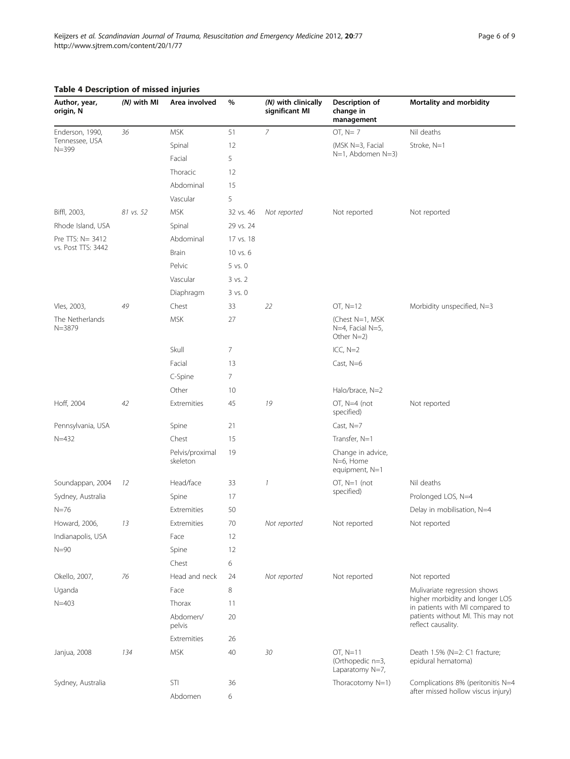**Table 4 Description of missed injuries**

| Author, year, origin, N | (N) with MI | Area involved | % | (N) with clinically significant MI | Description of change in management | Mortality and morbidity |
|---|---|---|---|---|---|---|
| Enderson, 1990, Tennessee, USA N=399 | *36* | MSK | 51 | *7* | OT, N= 7 | Nil deaths |
| | | Spinal | 12 | | (MSK N=3, Facial N=1, Abdomen N=3) | Stroke, N=1 |
| | | Facial | 5 | | | |
| | | Thoracic | 12 | | | |
| | | Abdominal | 15 | | | |
| | | Vascular | 5 | | | |
| Biffl, 2003, | *81 vs. 52* | MSK | 32 vs. 46 | *Not reported* | Not reported | Not reported |
| Rhode Island, USA | | Spinal | 29 vs. 24 | | | |
| Pre TTS: N= 3412 vs. Post TTS: 3442 | | Abdominal | 17 vs. 18 | | | |
| | | Brain | 10 vs. 6 | | | |
| | | Pelvic | 5 vs. 0 | | | |
| | | Vascular | 3 vs. 2 | | | |
| | | Diaphragm | 3 vs. 0 | | | |
| Vles, 2003, | *49* | Chest | 33 | *22* | OT, N=12 | Morbidity unspecified, N=3 |
| The Netherlands N=3879 | | MSK | 27 | | (Chest N=1, MSK N=4, Facial N=5, Other N=2) | |
| | | Skull | 7 | | ICC, N=2 | |
| | | Facial | 13 | | Cast, N=6 | |
| | | C-Spine | 7 | | | |
| | | Other | 10 | | Halo/brace, N=2 | |
| Hoff, 2004 | *42* | Extremities | 45 | *19* | OT, N=4 (not specified) | Not reported |
| Pennsylvania, USA | | Spine | 21 | | Cast, N=7 | |
| N=432 | | Chest | 15 | | Transfer, N=1 | |
| | | Pelvis/proximal skeleton | 19 | | Change in advice, N=6, Home equipment, N=1 | |
| Soundappan, 2004 | *12* | Head/face | 33 | *1* | OT, N=1 (not specified) | Nil deaths |
| Sydney, Australia | | Spine | 17 | | | Prolonged LOS, N=4 |
| N=76 | | Extremities | 50 | | | Delay in mobilisation, N=4 |
| Howard, 2006, | *13* | Extremities | 70 | *Not reported* | Not reported | Not reported |
| Indianapolis, USA | | Face | 12 | | | |
| N=90 | | Spine | 12 | | | |
| | | Chest | 6 | | | |
| Okello, 2007, | *76* | Head and neck | 24 | *Not reported* | Not reported | Not reported |
| Uganda | | Face | 8 | | | Mulivariate regression shows higher morbidity and longer LOS in patients with MI compared to patients without MI. This may not reflect causality. |
| N=403 | | Thorax | 11 | | | |
| | | Abdomen/ pelvis | 20 | | | |
| | | Extremities | 26 | | | |
| Janjua, 2008 | *134* | MSK | 40 | *30* | OT, N=11 (Orthopedic n=3, Laparatomy N=7, | Death 1.5% (N=2: C1 fracture; epidural hematoma) |
| Sydney, Australia | | STI | 36 | | Thoracotomy N=1) | Complications 8% (peritonitis N=4 after missed hollow viscus injury) |
| | | Abdomen | 6 | | | |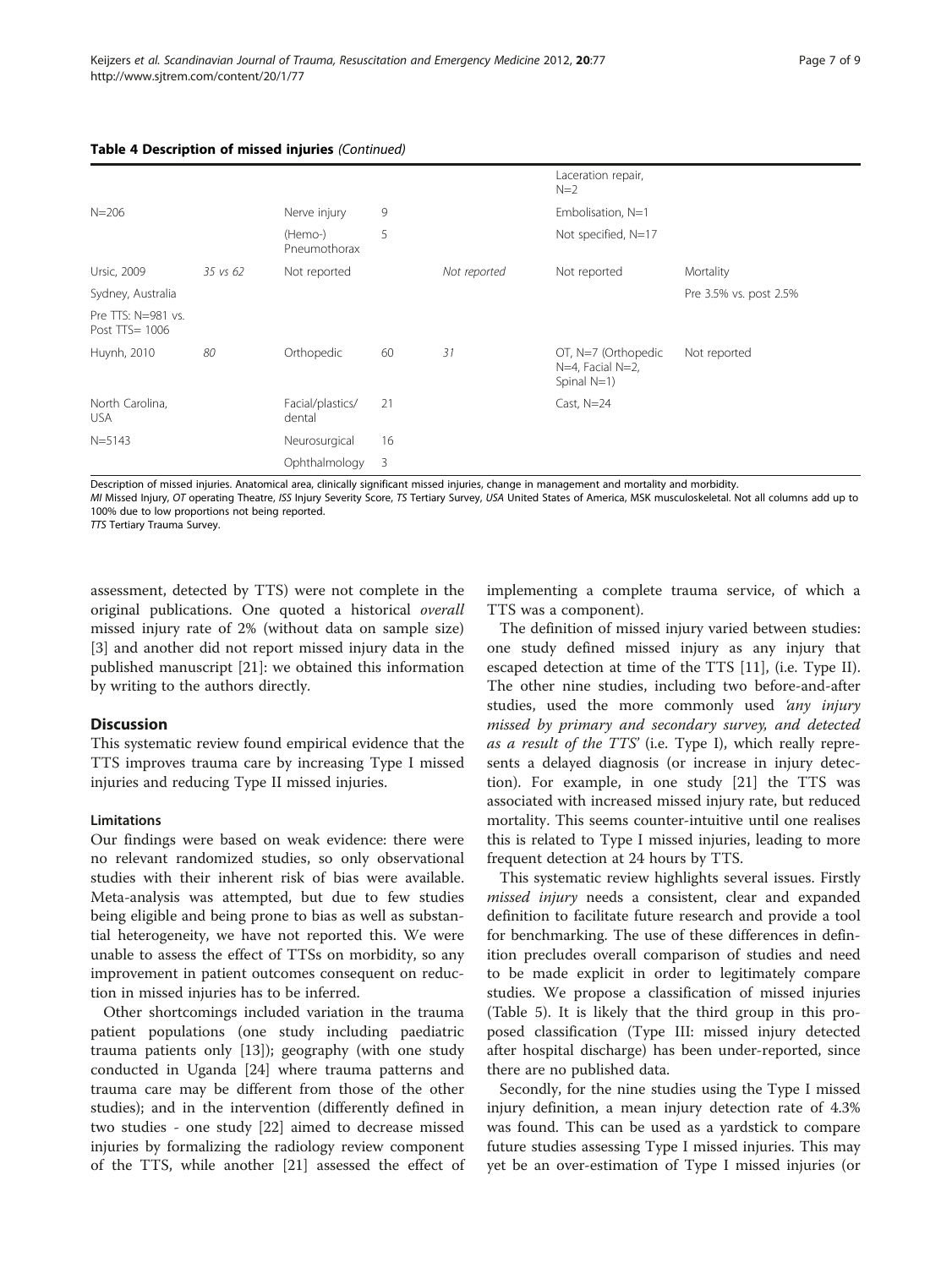**Table 4 Description of missed injuries** *(Continued)*

| | | | | | | |
|---|---|---|---|---|---|---|
| | | | | | Laceration repair, N=2 | |
| N=206 | | Nerve injury | 9 | | Embolisation, N=1 | |
| | | (Hemo-) Pneumothorax | 5 | | Not specified, N=17 | |
| Ursic, 2009 | *35 vs 62* | Not reported | | *Not reported* | Not reported | Mortality |
| Sydney, Australia | | | | | | Pre 3.5% vs. post 2.5% |
| Pre TTS: N=981 vs. Post TTS= 1006 | | | | | | |
| Huynh, 2010 | *80* | Orthopedic | 60 | *31* | OT, N=7 (Orthopedic N=4, Facial N=2, Spinal N=1) | Not reported |
| North Carolina, USA | | Facial/plastics/ dental | 21 | | Cast, N=24 | |
| N=5143 | | Neurosurgical | 16 | | | |
| | | Ophthalmology | 3 | | | |

Description of missed injuries. Anatomical area, clinically significant missed injuries, change in management and mortality and morbidity.
*MI* Missed Injury, *OT* operating Theatre, *ISS* Injury Severity Score, *TS* Tertiary Survey, *USA* United States of America, MSK musculoskeletal. Not all columns add up to 100% due to low proportions not being reported.
*TTS* Tertiary Trauma Survey.

assessment, detected by TTS) were not complete in the original publications. One quoted a historical *overall* missed injury rate of 2% (without data on sample size) [3] and another did not report missed injury data in the published manuscript [21]: we obtained this information by writing to the authors directly.

## Discussion

This systematic review found empirical evidence that the TTS improves trauma care by increasing Type I missed injuries and reducing Type II missed injuries.

### Limitations

Our findings were based on weak evidence: there were no relevant randomized studies, so only observational studies with their inherent risk of bias were available. Meta-analysis was attempted, but due to few studies being eligible and being prone to bias as well as substantial heterogeneity, we have not reported this. We were unable to assess the effect of TTSs on morbidity, so any improvement in patient outcomes consequent on reduction in missed injuries has to be inferred.

Other shortcomings included variation in the trauma patient populations (one study including paediatric trauma patients only [13]); geography (with one study conducted in Uganda [24] where trauma patterns and trauma care may be different from those of the other studies); and in the intervention (differently defined in two studies - one study [22] aimed to decrease missed injuries by formalizing the radiology review component of the TTS, while another [21] assessed the effect of implementing a complete trauma service, of which a TTS was a component).

The definition of missed injury varied between studies: one study defined missed injury as any injury that escaped detection at time of the TTS [11], (i.e. Type II). The other nine studies, including two before-and-after studies, used the more commonly used *'any injury missed by primary and secondary survey, and detected as a result of the TTS'* (i.e. Type I), which really represents a delayed diagnosis (or increase in injury detection). For example, in one study [21] the TTS was associated with increased missed injury rate, but reduced mortality. This seems counter-intuitive until one realises this is related to Type I missed injuries, leading to more frequent detection at 24 hours by TTS.

This systematic review highlights several issues. Firstly *missed injury* needs a consistent, clear and expanded definition to facilitate future research and provide a tool for benchmarking. The use of these differences in definition precludes overall comparison of studies and need to be made explicit in order to legitimately compare studies. We propose a classification of missed injuries (Table 5). It is likely that the third group in this proposed classification (Type III: missed injury detected after hospital discharge) has been under-reported, since there are no published data.

Secondly, for the nine studies using the Type I missed injury definition, a mean injury detection rate of 4.3% was found. This can be used as a yardstick to compare future studies assessing Type I missed injuries. This may yet be an over-estimation of Type I missed injuries (or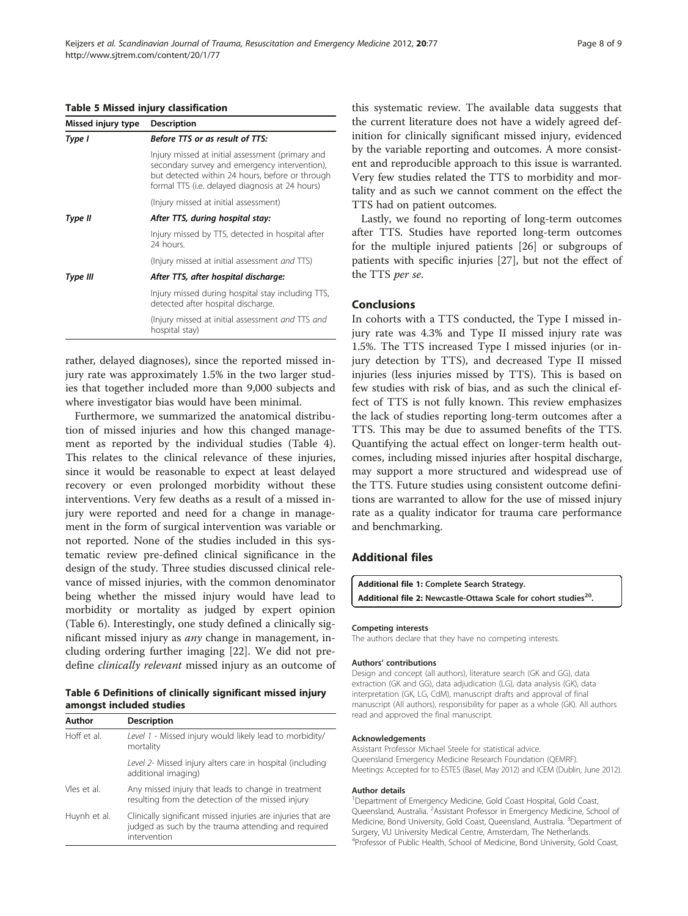**Table 5 Missed injury classification**

| Missed injury type | Description |
|---|---|
| *Type I* | ***Before TTS or as result of TTS:*** |
| | Injury missed at initial assessment (primary and secondary survey and emergency intervention), but detected within 24 hours, before or through formal TTS (i.e. delayed diagnosis at 24 hours) |
| | (Injury missed at initial assessment) |
| *Type II* | ***After TTS, during hospital stay:*** |
| | Injury missed by TTS, detected in hospital after 24 hours. |
| | (Injury missed at initial assessment *and* TTS) |
| *Type III* | ***After TTS, after hospital discharge:*** |
| | Injury missed during hospital stay including TTS, detected after hospital discharge. |
| | (Injury missed at initial assessment *and* TTS *and* hospital stay) |

rather, delayed diagnoses), since the reported missed injury rate was approximately 1.5% in the two larger studies that together included more than 9,000 subjects and where investigator bias would have been minimal.

Furthermore, we summarized the anatomical distribution of missed injuries and how this changed management as reported by the individual studies (Table 4). This relates to the clinical relevance of these injuries, since it would be reasonable to expect at least delayed recovery or even prolonged morbidity without these interventions. Very few deaths as a result of a missed injury were reported and need for a change in management in the form of surgical intervention was variable or not reported. None of the studies included in this systematic review pre-defined clinical significance in the design of the study. Three studies discussed clinical relevance of missed injuries, with the common denominator being whether the missed injury would have lead to morbidity or mortality as judged by expert opinion (Table 6). Interestingly, one study defined a clinically significant missed injury as *any* change in management, including ordering further imaging [22]. We did not predefine *clinically relevant* missed injury as an outcome of this systematic review. The available data suggests that the current literature does not have a widely agreed definition for clinically significant missed injury, evidenced by the variable reporting and outcomes. A more consistent and reproducible approach to this issue is warranted. Very few studies related the TTS to morbidity and mortality and as such we cannot comment on the effect the TTS had on patient outcomes.

**Table 6 Definitions of clinically significant missed injury amongst included studies**

| Author | Description |
|---|---|
| Hoff et al. | *Level 1* - Missed injury would likely lead to morbidity/ mortality |
| | *Level 2*- Missed injury alters care in hospital (including additional imaging) |
| Vles et al. | Any missed injury that leads to change in treatment resulting from the detection of the missed injury |
| Huynh et al. | Clinically significant missed injuries are injuries that are judged as such by the trauma attending and required intervention |

Lastly, we found no reporting of long-term outcomes after TTS. Studies have reported long-term outcomes for the multiple injured patients [26] or subgroups of patients with specific injuries [27], but not the effect of the TTS *per se*.

## Conclusions

In cohorts with a TTS conducted, the Type I missed injury rate was 4.3% and Type II missed injury rate was 1.5%. The TTS increased Type I missed injuries (or injury detection by TTS), and decreased Type II missed injuries (less injuries missed by TTS). This is based on few studies with risk of bias, and as such the clinical effect of TTS is not fully known. This review emphasizes the lack of studies reporting long-term outcomes after a TTS. This may be due to assumed benefits of the TTS. Quantifying the actual effect on longer-term health outcomes, including missed injuries after hospital discharge, may support a more structured and widespread use of the TTS. Future studies using consistent outcome definitions are warranted to allow for the use of missed injury rate as a quality indicator for trauma care performance and benchmarking.

## Additional files

**Additional file 1: Complete Search Strategy.**
**Additional file 2: Newcastle-Ottawa Scale for cohort studies[20].**

#### Competing interests
The authors declare that they have no competing interests.

#### Authors' contributions
Design and concept (all authors), literature search (GK and GG), data extraction (GK and GG), data adjudication (LG), data analysis (GK), data interpretation (GK, LG, CdM), manuscript drafts and approval of final manuscript (All authors), responsibility for paper as a whole (GK). All authors read and approved the final manuscript.

#### Acknowledgements
Assistant Professor Michael Steele for statistical advice.
Queensland Emergency Medicine Research Foundation (QEMRF).
Meetings: Accepted for to ESTES (Basel, May 2012) and ICEM (Dublin, June 2012).

#### Author details
[1]Department of Emergency Medicine, Gold Coast Hospital, Gold Coast, Queensland, Australia. [2]Assistant Professor in Emergency Medicine, School of Medicine, Bond University, Gold Coast, Queensland, Australia. [3]Department of Surgery, VU University Medical Centre, Amsterdam, The Netherlands. [4]Professor of Public Health, School of Medicine, Bond University, Gold Coast,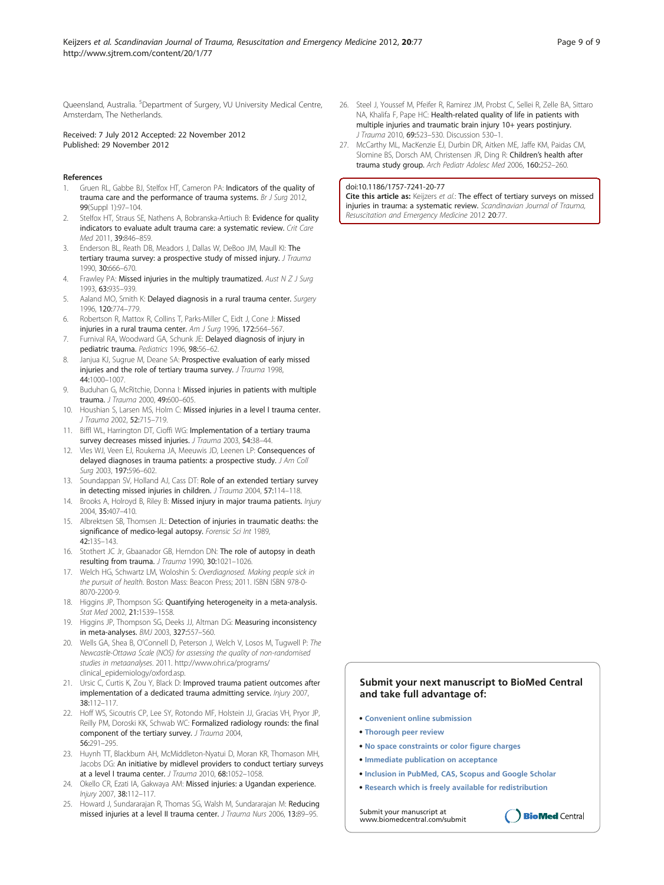Queensland, Australia. [5]Department of Surgery, VU University Medical Centre, Amsterdam, The Netherlands.

Received: 7 July 2012 Accepted: 22 November 2012
Published: 29 November 2012

## References

1. Gruen RL, Gabbe BJ, Stelfox HT, Cameron PA: **Indicators of the quality of trauma care and the performance of trauma systems.** *Br J Surg* 2012, **99**(Suppl 1):97–104.
2. Stelfox HT, Straus SE, Nathens A, Bobranska-Artiuch B: **Evidence for quality indicators to evaluate adult trauma care: a systematic review.** *Crit Care Med* 2011, **39**:846–859.
3. Enderson BL, Reath DB, Meadors J, Dallas W, DeBoo JM, Maull KI: **The tertiary trauma survey: a prospective study of missed injury.** *J Trauma* 1990, **30**:666–670.
4. Frawley PA: **Missed injuries in the multiply traumatized.** *Aust N Z J Surg* 1993, **63**:935–939.
5. Aaland MO, Smith K: **Delayed diagnosis in a rural trauma center.** *Surgery* 1996, **120**:774–779.
6. Robertson R, Mattox R, Collins T, Parks-Miller C, Eidt J, Cone J: **Missed injuries in a rural trauma center.** *Am J Surg* 1996, **172**:564–567.
7. Furnival RA, Woodward GA, Schunk JE: **Delayed diagnosis of injury in pediatric trauma.** *Pediatrics* 1996, **98**:56–62.
8. Janjua KJ, Sugrue M, Deane SA: **Prospective evaluation of early missed injuries and the role of tertiary trauma survey.** *J Trauma* 1998, **44**:1000–1007.
9. Buduhan G, McRitchie, Donna I: **Missed injuries in patients with multiple trauma.** *J Trauma* 2000, **49**:600–605.
10. Houshian S, Larsen MS, Holm C: **Missed injuries in a level I trauma center.** *J Trauma* 2002, **52**:715–719.
11. Biffl WL, Harrington DT, Cioffi WG: **Implementation of a tertiary trauma survey decreases missed injuries.** *J Trauma* 2003, **54**:38–44.
12. Vles WJ, Veen EJ, Roukema JA, Meeuwis JD, Leenen LP: **Consequences of delayed diagnoses in trauma patients: a prospective study.** *J Am Coll Surg* 2003, **197**:596–602.
13. Soundappan SV, Holland AJ, Cass DT: **Role of an extended tertiary survey in detecting missed injuries in children.** *J Trauma* 2004, **57**:114–118.
14. Brooks A, Holroyd B, Riley B: **Missed injury in major trauma patients.** *Injury* 2004, **35**:407–410.
15. Albrektsen SB, Thomsen JL: **Detection of injuries in traumatic deaths: the significance of medico-legal autopsy.** *Forensic Sci Int* 1989, **42**:135–143.
16. Stothert JC Jr, Gbaanador GB, Herndon DN: **The role of autopsy in death resulting from trauma.** *J Trauma* 1990, **30**:1021–1026.
17. Welch HG, Schwartz LM, Woloshin S: *Overdiagnosed. Making people sick in the pursuit of health.* Boston Mass: Beacon Press; 2011. ISBN ISBN 978-0-8070-2200-9.
18. Higgins JP, Thompson SG: **Quantifying heterogeneity in a meta-analysis.** *Stat Med* 2002, **21**:1539–1558.
19. Higgins JP, Thompson SG, Deeks JJ, Altman DG: **Measuring inconsistency in meta-analyses.** *BMJ* 2003, **327**:557–560.
20. Wells GA, Shea B, O'Connell D, Peterson J, Welch V, Losos M, Tugwell P: *The Newcastle-Ottawa Scale (NOS) for assessing the quality of non-randomised studies in metaanalyses.* 2011. http://www.ohri.ca/programs/clinical_epidemiology/oxford.asp.
21. Ursic C, Curtis K, Zou Y, Black D: **Improved trauma patient outcomes after implementation of a dedicated trauma admitting service.** *Injury* 2007, **38**:112–117.
22. Hoff WS, Sicoutris CP, Lee SY, Rotondo MF, Holstein JJ, Gracias VH, Pryor JP, Reilly PM, Doroski KK, Schwab WC: **Formalized radiology rounds: the final component of the tertiary survey.** *J Trauma* 2004, **56**:291–295.
23. Huynh TT, Blackburn AH, McMiddleton-Nyatui D, Moran KR, Thomason MH, Jacobs DG: **An initiative by midlevel providers to conduct tertiary surveys at a level I trauma center.** *J Trauma* 2010, **68**:1052–1058.
24. Okello CR, Ezati IA, Gakwaya AM: **Missed injuries: a Ugandan experience.** *Injury* 2007, **38**:112–117.
25. Howard J, Sundararajan R, Thomas SG, Walsh M, Sundararajan M: **Reducing missed injuries at a level II trauma center.** *J Trauma Nurs* 2006, **13**:89–95.
26. Steel J, Youssef M, Pfeifer R, Ramirez JM, Probst C, Sellei R, Zelle BA, Sittaro NA, Khalifa F, Pape HC: **Health-related quality of life in patients with multiple injuries and traumatic brain injury 10+ years postinjury.** *J Trauma* 2010, **69**:523–530. Discussion 530–1.
27. McCarthy ML, MacKenzie EJ, Durbin DR, Aitken ME, Jaffe KM, Paidas CM, Slomine BS, Dorsch AM, Christensen JR, Ding R: **Children's health after trauma study group.** *Arch Pediatr Adolesc Med* 2006, **160**:252–260.

doi:10.1186/1757-7241-20-77
**Cite this article as:** Keijzers *et al.*: The effect of tertiary surveys on missed injuries in trauma: a systematic review. *Scandinavian Journal of Trauma, Resuscitation and Emergency Medicine* 2012 **20**:77.

**Submit your next manuscript to BioMed Central and take full advantage of:**

- **Convenient online submission**
- **Thorough peer review**
- **No space constraints or color figure charges**
- **Immediate publication on acceptance**
- **Inclusion in PubMed, CAS, Scopus and Google Scholar**
- **Research which is freely available for redistribution**

Submit your manuscript at
www.biomedcentral.com/submit

BioMed Central